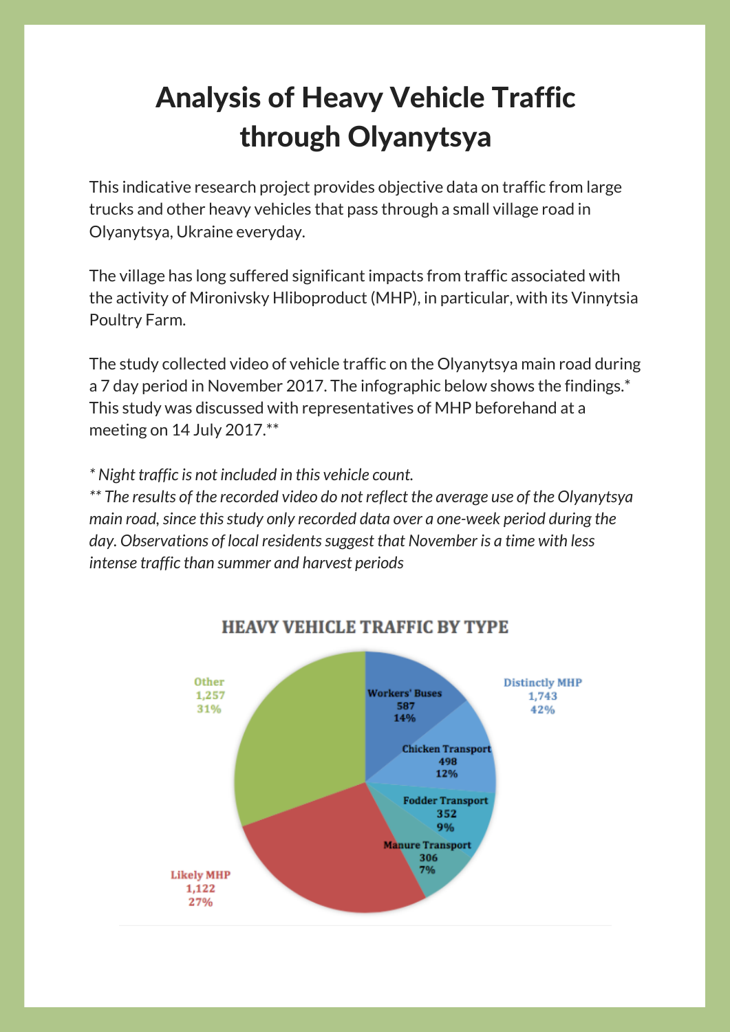# Analysis of Heavy Vehicle Traffic through Olyanytsya

This indicative research project provides objective data on traffic from large trucks and other heavy vehicles that pass through a small village road in Olyanytsya, Ukraine everyday.

The village has long suffered significant impacts from traffic associated with the activity of Mironivsky Hliboproduct (MHP), in particular, with its Vinnytsia Poultry Farm.

The study collected video of vehicle traffic on the Olyanytsya main road during a 7 day period in November 2017. The infographic below shows the findings.* This study was discussed with representatives of MHP beforehand at a meeting on 14 July 2017.**

*\* Night traffic is not included in this vehicle count.*
*\*\* The results of the recorded video do not reflect the average use of the Olyanytsya main road, since this study only recorded data over a one-week period during the day. Observations of local residents suggest that November is a time with less intense traffic than summer and harvest periods*

**HEAVY VEHICLE TRAFFIC BY TYPE**

| Category | Type | Count | Share |
|---|---|---|---|
| Distinctly MHP (1,743, 42%) | Workers' Buses | 587 | 14% |
| | Chicken Transport | 498 | 12% |
| | Fodder Transport | 352 | 9% |
| | Manure Transport | 306 | 7% |
| Likely MHP | | 1,122 | 27% |
| Other | | 1,257 | 31% |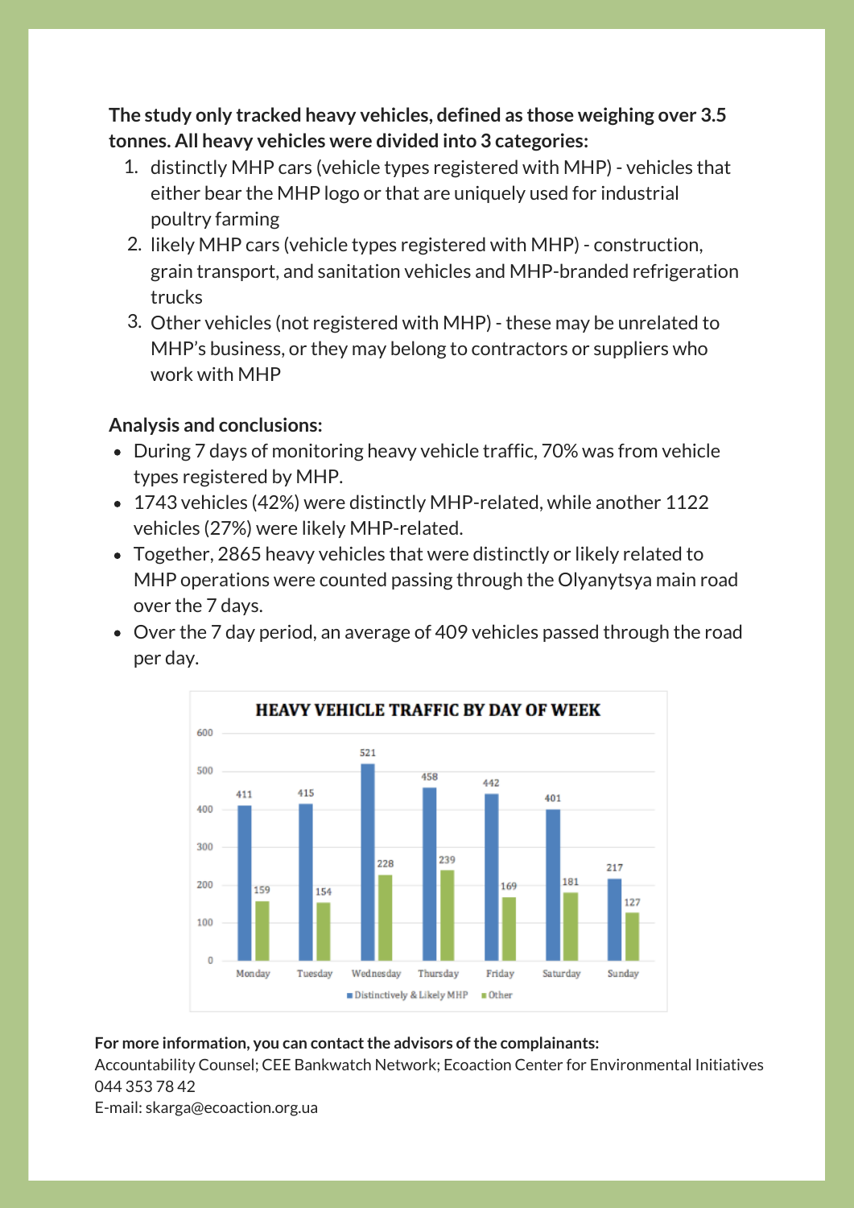**The study only tracked heavy vehicles, defined as those weighing over 3.5 tonnes. All heavy vehicles were divided into 3 categories:**

1. distinctly MHP cars (vehicle types registered with MHP) - vehicles that either bear the MHP logo or that are uniquely used for industrial poultry farming
2. likely MHP cars (vehicle types registered with MHP) - construction, grain transport, and sanitation vehicles and MHP-branded refrigeration trucks
3. Other vehicles (not registered with MHP) - these may be unrelated to MHP's business, or they may belong to contractors or suppliers who work with MHP

**Analysis and conclusions:**

- During 7 days of monitoring heavy vehicle traffic, 70% was from vehicle types registered by MHP.
- 1743 vehicles (42%) were distinctly MHP-related, while another 1122 vehicles (27%) were likely MHP-related.
- Together, 2865 heavy vehicles that were distinctly or likely related to MHP operations were counted passing through the Olyanytsya main road over the 7 days.
- Over the 7 day period, an average of 409 vehicles passed through the road per day.

HEAVY VEHICLE TRAFFIC BY DAY OF WEEK

600
500
400
300
200
100
0

Monday 411 159
Tuesday 415 154
Wednesday 521 228
Thursday 458 239
Friday 442 169
Saturday 401 181
Sunday 217 127

Distinctively & Likely MHP
Other

**For more information, you can contact the advisors of the complainants:**
Accountability Counsel; CEE Bankwatch Network; Ecoaction Center for Environmental Initiatives
044 353 78 42
E-mail: skarga@ecoaction.org.ua